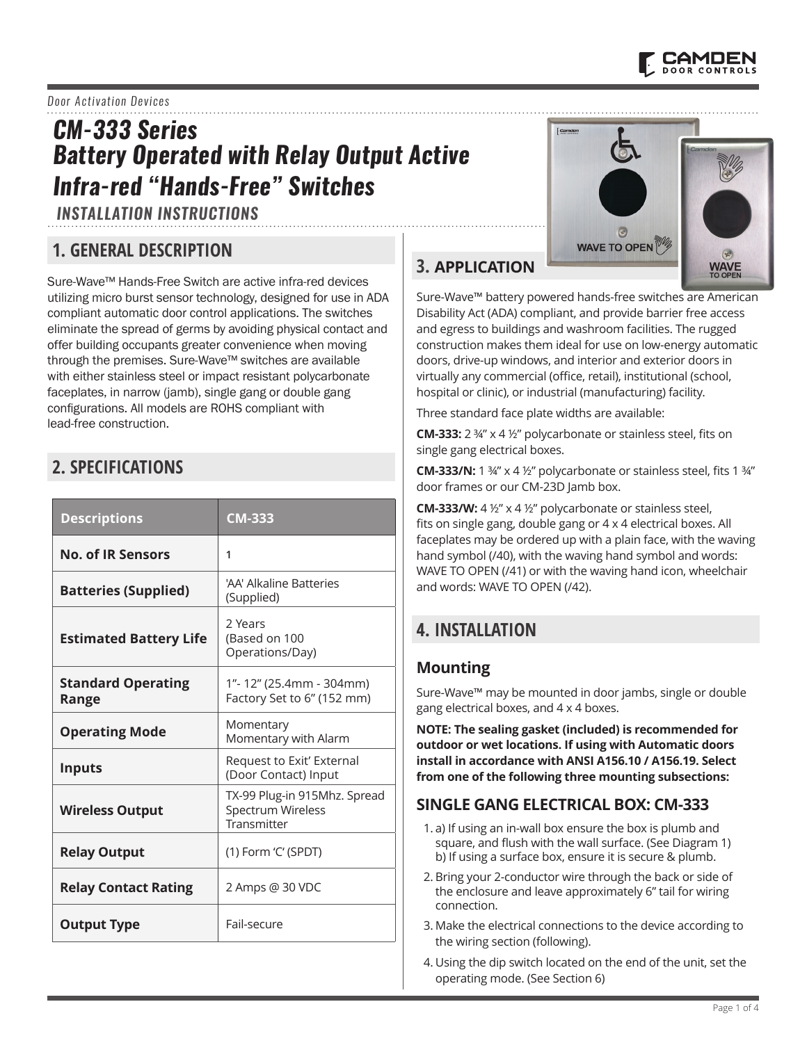*Door Activation Devices*

# CM-333 Series Battery Operated with Relay Output Active Infra-red "Hands-Free" Switches

**INSTALLATION INSTRUCTIONS**

## 1. GENERAL DESCRIPTION

Sure-Wave™ Hands-Free Switch are active infra-red devices utilizing micro burst sensor technology, designed for use in ADA compliant automatic door control applications. The switches eliminate the spread of germs by avoiding physical contact and offer building occupants greater convenience when moving through the premises. Sure-Wave™ switches are available with either stainless steel or impact resistant polycarbonate faceplates, in narrow (jamb), single gang or double gang configurations. All models are ROHS compliant with lead-free construction.

## 2. SPECIFICATIONS

| Descriptions | CM-333 |
|---|---|
| **No. of IR Sensors** | 1 |
| **Batteries (Supplied)** | 'AA' Alkaline Batteries (Supplied) |
| **Estimated Battery Life** | 2 Years (Based on 100 Operations/Day) |
| **Standard Operating Range** | 1"- 12" (25.4mm - 304mm) Factory Set to 6" (152 mm) |
| **Operating Mode** | Momentary<br>Momentary with Alarm |
| **Inputs** | Request to Exit' External (Door Contact) Input |
| **Wireless Output** | TX-99 Plug-in 915Mhz. Spread Spectrum Wireless Transmitter |
| **Relay Output** | (1) Form 'C' (SPDT) |
| **Relay Contact Rating** | 2 Amps @ 30 VDC |
| **Output Type** | Fail-secure |

## 3. APPLICATION

Sure-Wave™ battery powered hands-free switches are American Disability Act (ADA) compliant, and provide barrier free access and egress to buildings and washroom facilities. The rugged construction makes them ideal for use on low-energy automatic doors, drive-up windows, and interior and exterior doors in virtually any commercial (office, retail), institutional (school, hospital or clinic), or industrial (manufacturing) facility.

Three standard face plate widths are available:

**CM-333:** 2 ¾" x 4 ½" polycarbonate or stainless steel, fits on single gang electrical boxes.

**CM-333/N:** 1 ¾" x 4 ½" polycarbonate or stainless steel, fits 1 ¾" door frames or our CM-23D Jamb box.

**CM-333/W:** 4 ½" x 4 ½" polycarbonate or stainless steel, fits on single gang, double gang or 4 x 4 electrical boxes. All faceplates may be ordered up with a plain face, with the waving hand symbol (/40), with the waving hand symbol and words: WAVE TO OPEN (/41) or with the waving hand icon, wheelchair and words: WAVE TO OPEN (/42).

## 4. INSTALLATION

### Mounting

Sure-Wave™ may be mounted in door jambs, single or double gang electrical boxes, and 4 x 4 boxes.

**NOTE: The sealing gasket (included) is recommended for outdoor or wet locations. If using with Automatic doors install in accordance with ANSI A156.10 / A156.19. Select from one of the following three mounting subsections:**

### SINGLE GANG ELECTRICAL BOX: CM-333

1. a) If using an in-wall box ensure the box is plumb and square, and flush with the wall surface. (See Diagram 1)
   b) If using a surface box, ensure it is secure & plumb.
2. Bring your 2-conductor wire through the back or side of the enclosure and leave approximately 6" tail for wiring connection.
3. Make the electrical connections to the device according to the wiring section (following).
4. Using the dip switch located on the end of the unit, set the operating mode. (See Section 6)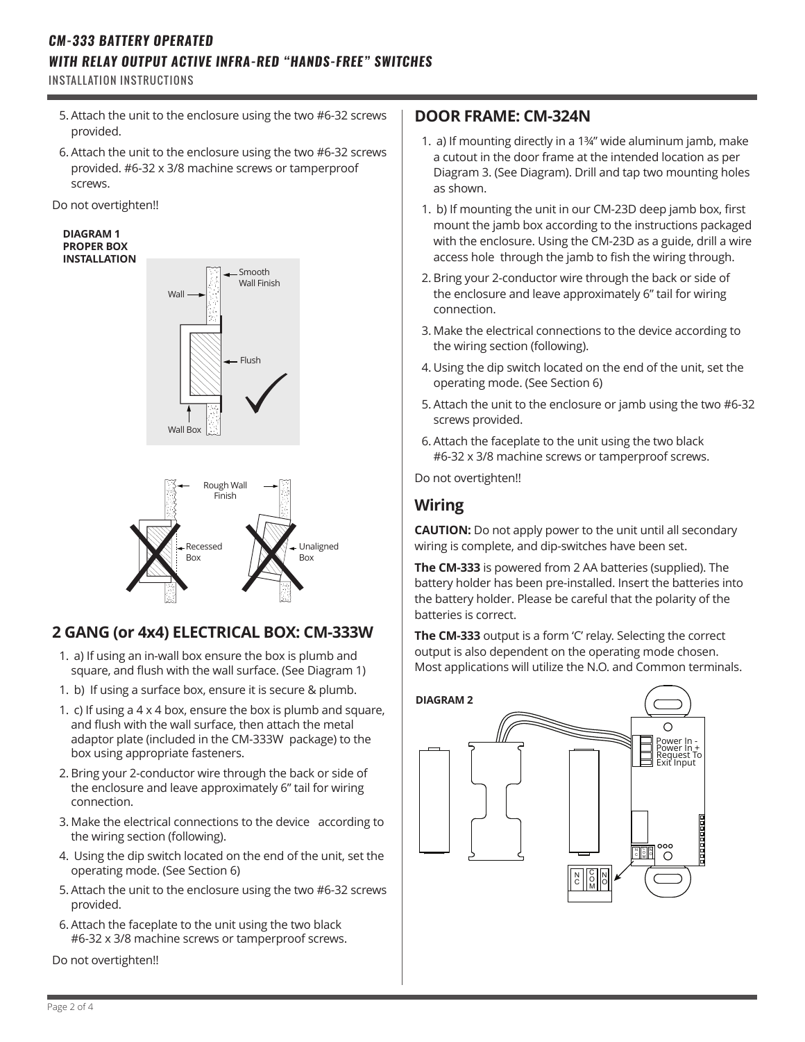5. Attach the unit to the enclosure using the two #6-32 screws provided.
6. Attach the unit to the enclosure using the two #6-32 screws provided. #6-32 x 3/8 machine screws or tamperproof screws.

Do not overtighten!!

**DIAGRAM 1**
**PROPER BOX INSTALLATION**

Wall, Smooth Wall Finish, Flush, Wall Box

Rough Wall Finish, Recessed Box, Unaligned Box

## 2 GANG (or 4x4) ELECTRICAL BOX: CM-333W

1. a) If using an in-wall box ensure the box is plumb and square, and flush with the wall surface. (See Diagram 1)
1. b) If using a surface box, ensure it is secure & plumb.
1. c) If using a 4 x 4 box, ensure the box is plumb and square, and flush with the wall surface, then attach the metal adaptor plate (included in the CM-333W package) to the box using appropriate fasteners.
2. Bring your 2-conductor wire through the back or side of the enclosure and leave approximately 6" tail for wiring connection.
3. Make the electrical connections to the device according to the wiring section (following).
4. Using the dip switch located on the end of the unit, set the operating mode. (See Section 6)
5. Attach the unit to the enclosure using the two #6-32 screws provided.
6. Attach the faceplate to the unit using the two black #6-32 x 3/8 machine screws or tamperproof screws.

Do not overtighten!!

## DOOR FRAME: CM-324N

1. a) If mounting directly in a 1¾" wide aluminum jamb, make a cutout in the door frame at the intended location as per Diagram 3. (See Diagram). Drill and tap two mounting holes as shown.
1. b) If mounting the unit in our CM-23D deep jamb box, first mount the jamb box according to the instructions packaged with the enclosure. Using the CM-23D as a guide, drill a wire access hole through the jamb to fish the wiring through.
2. Bring your 2-conductor wire through the back or side of the enclosure and leave approximately 6" tail for wiring connection.
3. Make the electrical connections to the device according to the wiring section (following).
4. Using the dip switch located on the end of the unit, set the operating mode. (See Section 6)
5. Attach the unit to the enclosure or jamb using the two #6-32 screws provided.
6. Attach the faceplate to the unit using the two black #6-32 x 3/8 machine screws or tamperproof screws.

Do not overtighten!!

## Wiring

**CAUTION:** Do not apply power to the unit until all secondary wiring is complete, and dip-switches have been set.

**The CM-333** is powered from 2 AA batteries (supplied). The battery holder has been pre-installed. Insert the batteries into the battery holder. Please be careful that the polarity of the batteries is correct.

**The CM-333** output is a form 'C' relay. Selecting the correct output is also dependent on the operating mode chosen. Most applications will utilize the N.O. and Common terminals.

**DIAGRAM 2**

Power In -
Power In +
Request To Exit Input

NC COM NO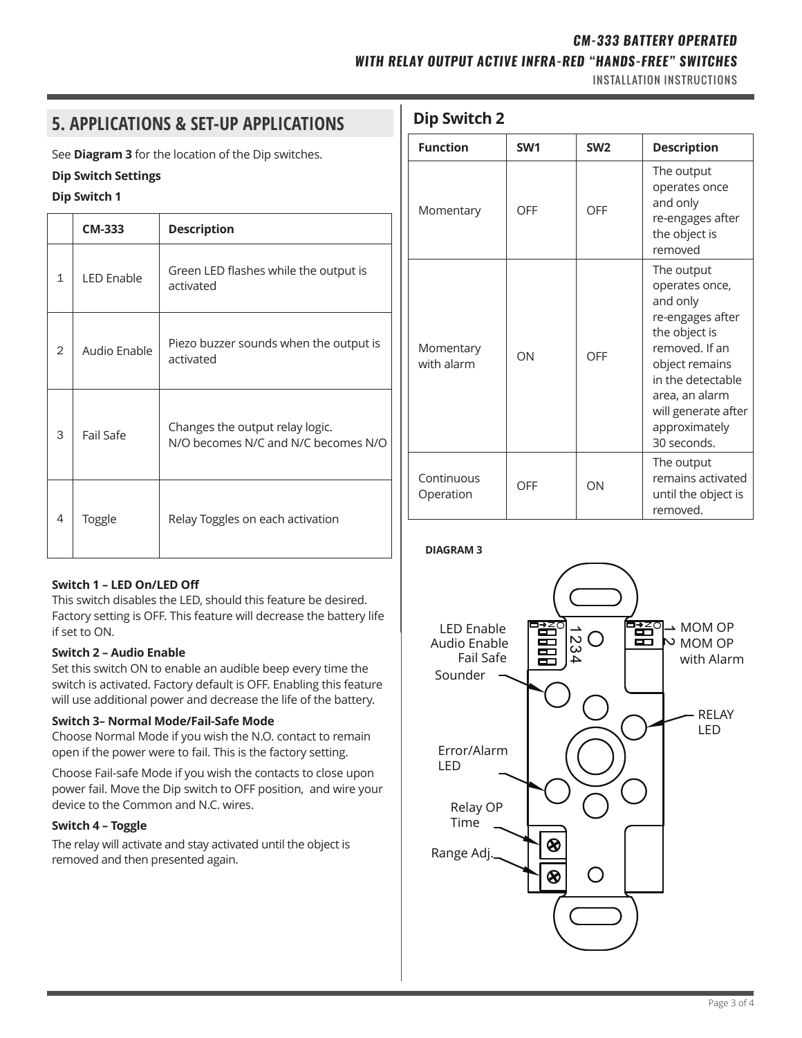## 5. APPLICATIONS & SET-UP APPLICATIONS

See **Diagram 3** for the location of the Dip switches.

**Dip Switch Settings**

**Dip Switch 1**

| | CM-333 | Description |
|---|---|---|
| 1 | LED Enable | Green LED flashes while the output is activated |
| 2 | Audio Enable | Piezo buzzer sounds when the output is activated |
| 3 | Fail Safe | Changes the output relay logic. N/O becomes N/C and N/C becomes N/O |
| 4 | Toggle | Relay Toggles on each activation |

**Switch 1 – LED On/LED Off**
This switch disables the LED, should this feature be desired. Factory setting is OFF. This feature will decrease the battery life if set to ON.

**Switch 2 – Audio Enable**
Set this switch ON to enable an audible beep every time the switch is activated. Factory default is OFF. Enabling this feature will use additional power and decrease the life of the battery.

**Switch 3– Normal Mode/Fail-Safe Mode**
Choose Normal Mode if you wish the N.O. contact to remain open if the power were to fail. This is the factory setting.

Choose Fail-safe Mode if you wish the contacts to close upon power fail. Move the Dip switch to OFF position, and wire your device to the Common and N.C. wires.

**Switch 4 – Toggle**

The relay will activate and stay activated until the object is removed and then presented again.

### Dip Switch 2

| Function | SW1 | SW2 | Description |
|---|---|---|---|
| Momentary | OFF | OFF | The output operates once and only re-engages after the object is removed |
| Momentary with alarm | ON | OFF | The output operates once, and only re-engages after the object is removed. If an object remains in the detectable area, an alarm will generate after approximately 30 seconds. |
| Continuous Operation | OFF | ON | The output remains activated until the object is removed. |

**DIAGRAM 3**

LED Enable
Audio Enable
Fail Safe
Sounder
Error/Alarm LED
Relay OP Time
Range Adj.
MOM OP
MOM OP with Alarm
RELAY LED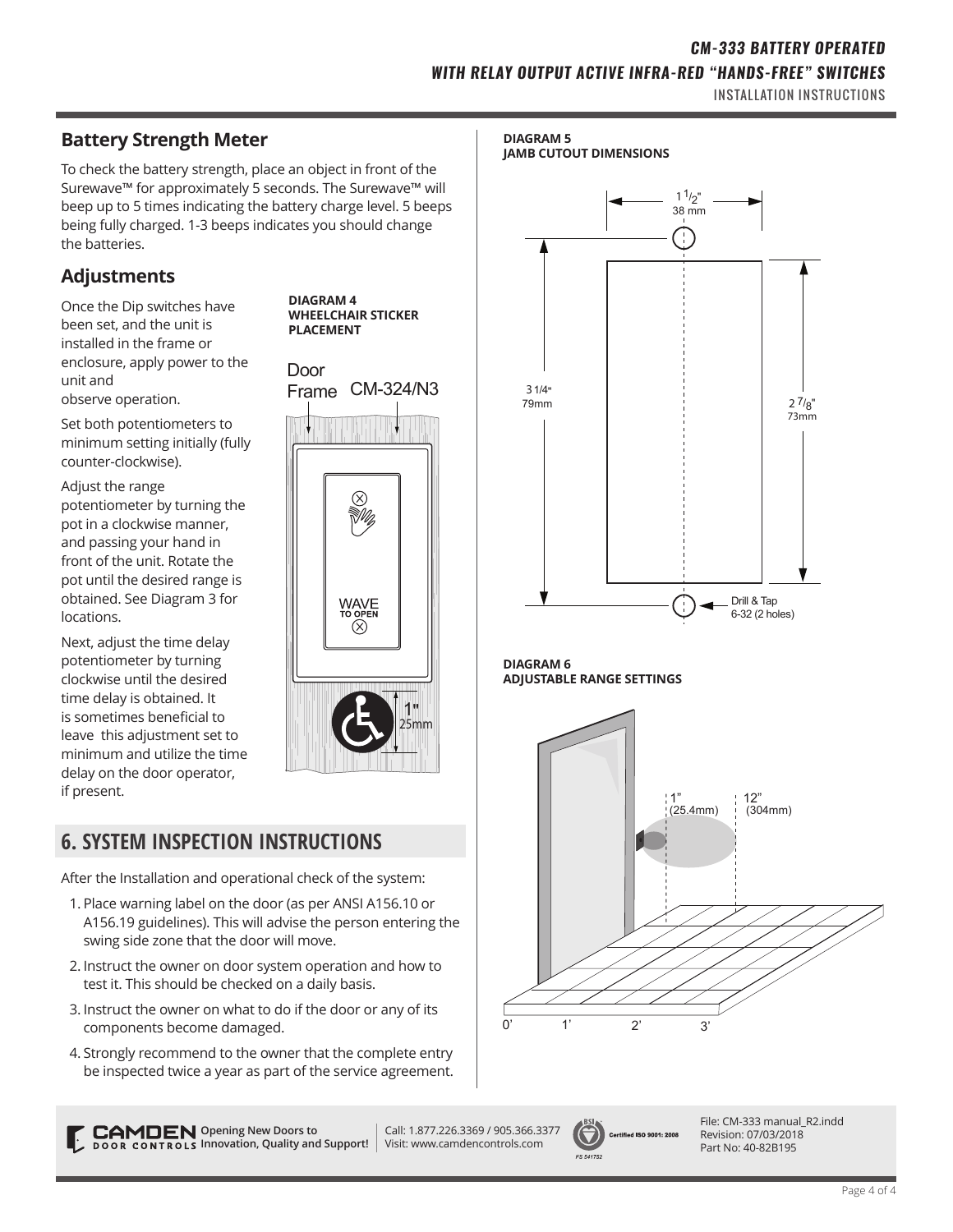## Battery Strength Meter

To check the battery strength, place an object in front of the Surewave™ for approximately 5 seconds. The Surewave™ will beep up to 5 times indicating the battery charge level. 5 beeps being fully charged. 1-3 beeps indicates you should change the batteries.

## Adjustments

Once the Dip switches have been set, and the unit is installed in the frame or enclosure, apply power to the unit and observe operation.

Set both potentiometers to minimum setting initially (fully counter-clockwise).

Adjust the range potentiometer by turning the pot in a clockwise manner, and passing your hand in front of the unit. Rotate the pot until the desired range is obtained. See Diagram 3 for locations.

Next, adjust the time delay potentiometer by turning clockwise until the desired time delay is obtained. It is sometimes beneficial to leave this adjustment set to minimum and utilize the time delay on the door operator, if present.

**DIAGRAM 4**
**WHEELCHAIR STICKER PLACEMENT**

Door Frame
CM-324/N3
WAVE
TO OPEN
1"
25mm

**DIAGRAM 5**
**JAMB CUTOUT DIMENSIONS**

1 1/2"
38 mm
3 1/4"
79mm
2 7/8"
73mm
Drill & Tap
6-32 (2 holes)

**DIAGRAM 6**
**ADJUSTABLE RANGE SETTINGS**

1"
(25.4mm)
12"
(304mm)
0'
1'
2'
3'

## 6. SYSTEM INSPECTION INSTRUCTIONS

After the Installation and operational check of the system:

1. Place warning label on the door (as per ANSI A156.10 or A156.19 guidelines). This will advise the person entering the swing side zone that the door will move.
2. Instruct the owner on door system operation and how to test it. This should be checked on a daily basis.
3. Instruct the owner on what to do if the door or any of its components become damaged.
4. Strongly recommend to the owner that the complete entry be inspected twice a year as part of the service agreement.

CAMDEN DOOR CONTROLS Opening New Doors to Innovation, Quality and Support!

Call: 1.877.226.3369 / 905.366.3377
Visit: www.camdencontrols.com

Certified ISO 9001: 2008
FS 541752

File: CM-333 manual_R2.indd
Revision: 07/03/2018
Part No: 40-82B195